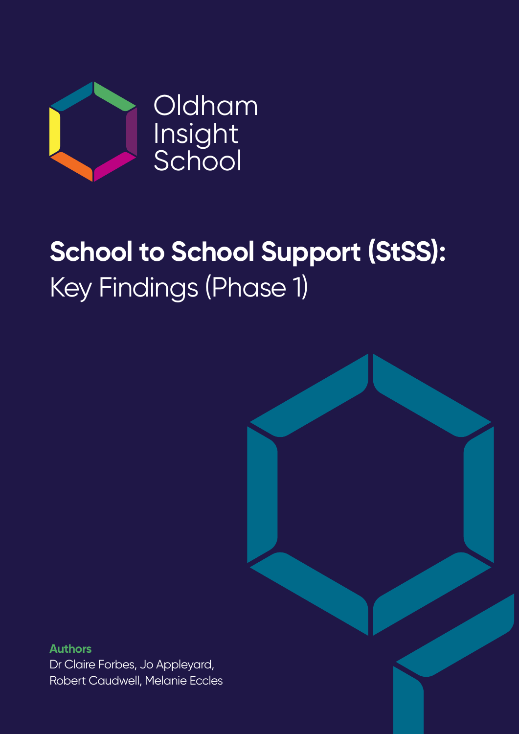Oldham Insight School

# School to School Support (StSS): Key Findings (Phase 1)

**Authors**

Dr Claire Forbes, Jo Appleyard, Robert Caudwell, Melanie Eccles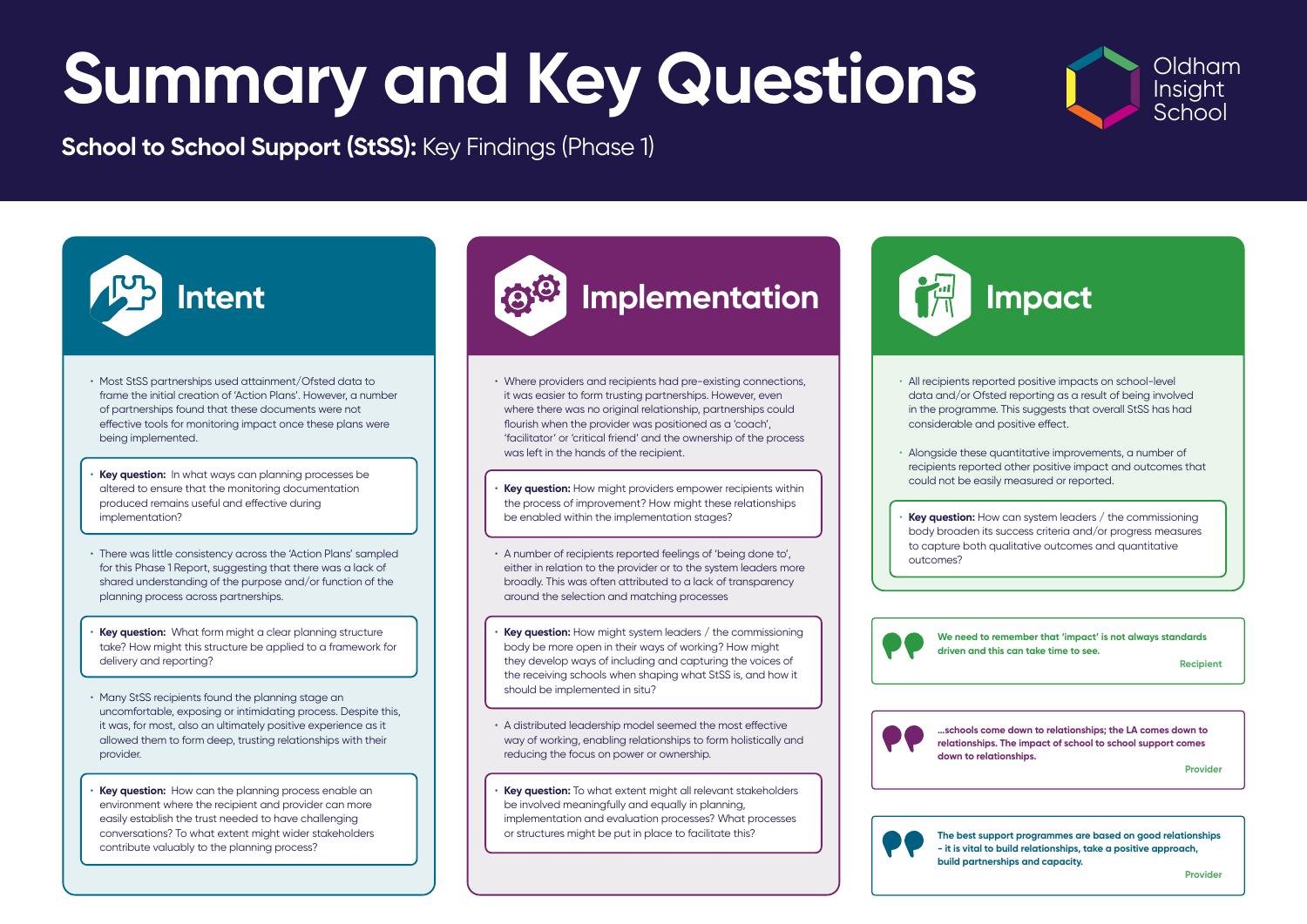# Summary and Key Questions

**School to School Support (StSS):** Key Findings (Phase 1)

Oldham Insight School

## Intent

- Most StSS partnerships used attainment/Ofsted data to frame the initial creation of 'Action Plans'. However, a number of partnerships found that these documents were not effective tools for monitoring impact once these plans were being implemented.

- **Key question:** In what ways can planning processes be altered to ensure that the monitoring documentation produced remains useful and effective during implementation?

- There was little consistency across the 'Action Plans' sampled for this Phase 1 Report, suggesting that there was a lack of shared understanding of the purpose and/or function of the planning process across partnerships.

- **Key question:** What form might a clear planning structure take? How might this structure be applied to a framework for delivery and reporting?

- Many StSS recipients found the planning stage an uncomfortable, exposing or intimidating process. Despite this, it was, for most, also an ultimately positive experience as it allowed them to form deep, trusting relationships with their provider.

- **Key question:** How can the planning process enable an environment where the recipient and provider can more easily establish the trust needed to have challenging conversations? To what extent might wider stakeholders contribute valuably to the planning process?

## Implementation

- Where providers and recipients had pre-existing connections, it was easier to form trusting partnerships. However, even where there was no original relationship, partnerships could flourish when the provider was positioned as a 'coach', 'facilitator' or 'critical friend' and the ownership of the process was left in the hands of the recipient.

- **Key question:** How might providers empower recipients within the process of improvement? How might these relationships be enabled within the implementation stages?

- A number of recipients reported feelings of 'being done to', either in relation to the provider or to the system leaders more broadly. This was often attributed to a lack of transparency around the selection and matching processes

- **Key question:** How might system leaders / the commissioning body be more open in their ways of working? How might they develop ways of including and capturing the voices of the receiving schools when shaping what StSS is, and how it should be implemented in situ?

- A distributed leadership model seemed the most effective way of working, enabling relationships to form holistically and reducing the focus on power or ownership.

- **Key question:** To what extent might all relevant stakeholders be involved meaningfully and equally in planning, implementation and evaluation processes? What processes or structures might be put in place to facilitate this?

## Impact

- All recipients reported positive impacts on school-level data and/or Ofsted reporting as a result of being involved in the programme. This suggests that overall StSS has had considerable and positive effect.

- Alongside these quantitative improvements, a number of recipients reported other positive impact and outcomes that could not be easily measured or reported.

- **Key question:** How can system leaders / the commissioning body broaden its success criteria and/or progress measures to capture both qualitative outcomes and quantitative outcomes?

> **We need to remember that 'impact' is not always standards driven and this can take time to see.**
>
> **Recipient**

> **...schools come down to relationships; the LA comes down to relationships. The impact of school to school support comes down to relationships.**
>
> **Provider**

> **The best support programmes are based on good relationships – it is vital to build relationships, take a positive approach, build partnerships and capacity.**
>
> **Provider**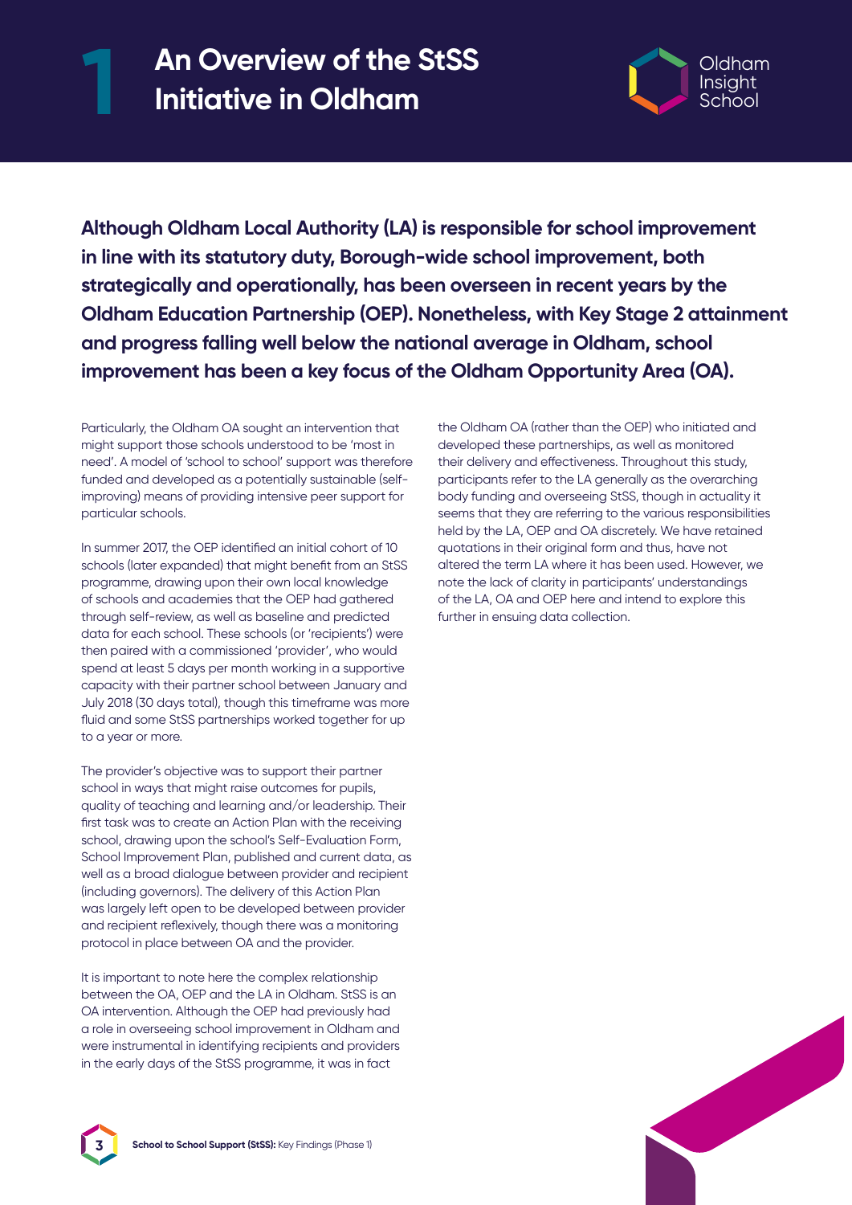# 1 An Overview of the StSS Initiative in Oldham

**Although Oldham Local Authority (LA) is responsible for school improvement in line with its statutory duty, Borough-wide school improvement, both strategically and operationally, has been overseen in recent years by the Oldham Education Partnership (OEP). Nonetheless, with Key Stage 2 attainment and progress falling well below the national average in Oldham, school improvement has been a key focus of the Oldham Opportunity Area (OA).**

Particularly, the Oldham OA sought an intervention that might support those schools understood to be 'most in need'. A model of 'school to school' support was therefore funded and developed as a potentially sustainable (self-improving) means of providing intensive peer support for particular schools.

In summer 2017, the OEP identified an initial cohort of 10 schools (later expanded) that might benefit from an StSS programme, drawing upon their own local knowledge of schools and academies that the OEP had gathered through self-review, as well as baseline and predicted data for each school. These schools (or 'recipients') were then paired with a commissioned 'provider', who would spend at least 5 days per month working in a supportive capacity with their partner school between January and July 2018 (30 days total), though this timeframe was more fluid and some StSS partnerships worked together for up to a year or more.

The provider's objective was to support their partner school in ways that might raise outcomes for pupils, quality of teaching and learning and/or leadership. Their first task was to create an Action Plan with the receiving school, drawing upon the school's Self-Evaluation Form, School Improvement Plan, published and current data, as well as a broad dialogue between provider and recipient (including governors). The delivery of this Action Plan was largely left open to be developed between provider and recipient reflexively, though there was a monitoring protocol in place between OA and the provider.

It is important to note here the complex relationship between the OA, OEP and the LA in Oldham. StSS is an OA intervention. Although the OEP had previously had a role in overseeing school improvement in Oldham and were instrumental in identifying recipients and providers in the early days of the StSS programme, it was in fact the Oldham OA (rather than the OEP) who initiated and developed these partnerships, as well as monitored their delivery and effectiveness. Throughout this study, participants refer to the LA generally as the overarching body funding and overseeing StSS, though in actuality it seems that they are referring to the various responsibilities held by the LA, OEP and OA discretely. We have retained quotations in their original form and thus, have not altered the term LA where it has been used. However, we note the lack of clarity in participants' understandings of the LA, OA and OEP here and intend to explore this further in ensuing data collection.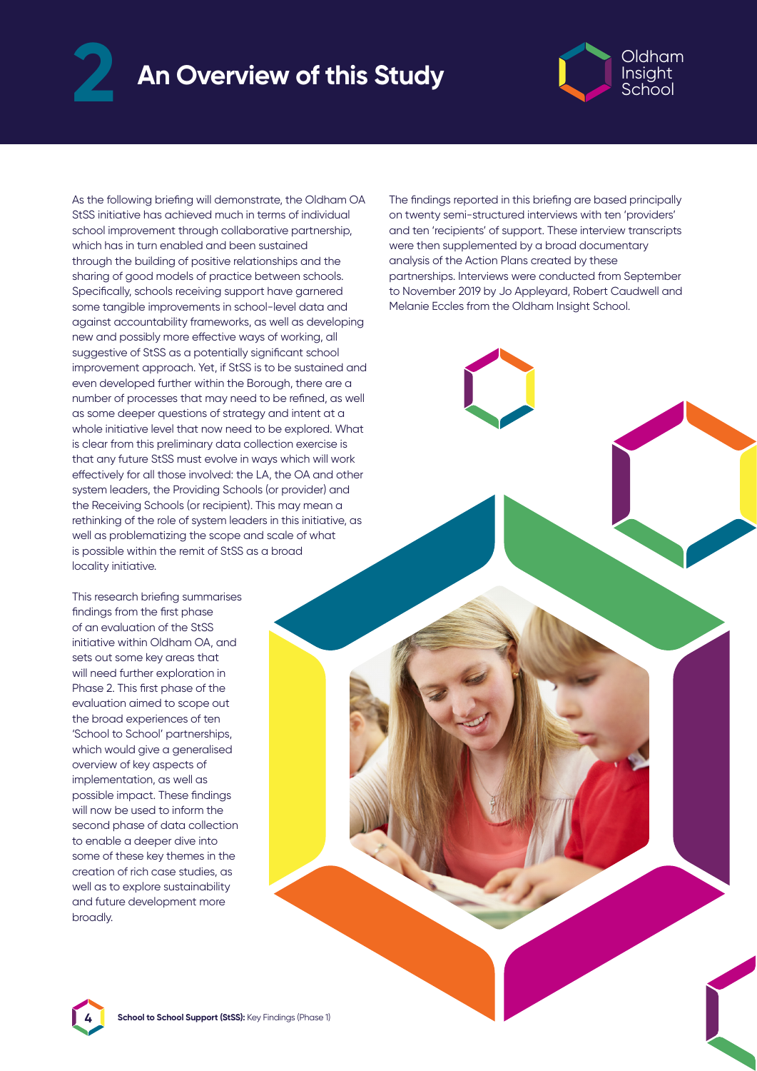# 2 An Overview of this Study

As the following briefing will demonstrate, the Oldham OA StSS initiative has achieved much in terms of individual school improvement through collaborative partnership, which has in turn enabled and been sustained through the building of positive relationships and the sharing of good models of practice between schools. Specifically, schools receiving support have garnered some tangible improvements in school-level data and against accountability frameworks, as well as developing new and possibly more effective ways of working, all suggestive of StSS as a potentially significant school improvement approach. Yet, if StSS is to be sustained and even developed further within the Borough, there are a number of processes that may need to be refined, as well as some deeper questions of strategy and intent at a whole initiative level that now need to be explored. What is clear from this preliminary data collection exercise is that any future StSS must evolve in ways which will work effectively for all those involved: the LA, the OA and other system leaders, the Providing Schools (or provider) and the Receiving Schools (or recipient). This may mean a rethinking of the role of system leaders in this initiative, as well as problematizing the scope and scale of what is possible within the remit of StSS as a broad locality initiative.

This research briefing summarises findings from the first phase of an evaluation of the StSS initiative within Oldham OA, and sets out some key areas that will need further exploration in Phase 2. This first phase of the evaluation aimed to scope out the broad experiences of ten 'School to School' partnerships, which would give a generalised overview of key aspects of implementation, as well as possible impact. These findings will now be used to inform the second phase of data collection to enable a deeper dive into some of these key themes in the creation of rich case studies, as well as to explore sustainability and future development more broadly.

The findings reported in this briefing are based principally on twenty semi-structured interviews with ten 'providers' and ten 'recipients' of support. These interview transcripts were then supplemented by a broad documentary analysis of the Action Plans created by these partnerships. Interviews were conducted from September to November 2019 by Jo Appleyard, Robert Caudwell and Melanie Eccles from the Oldham Insight School.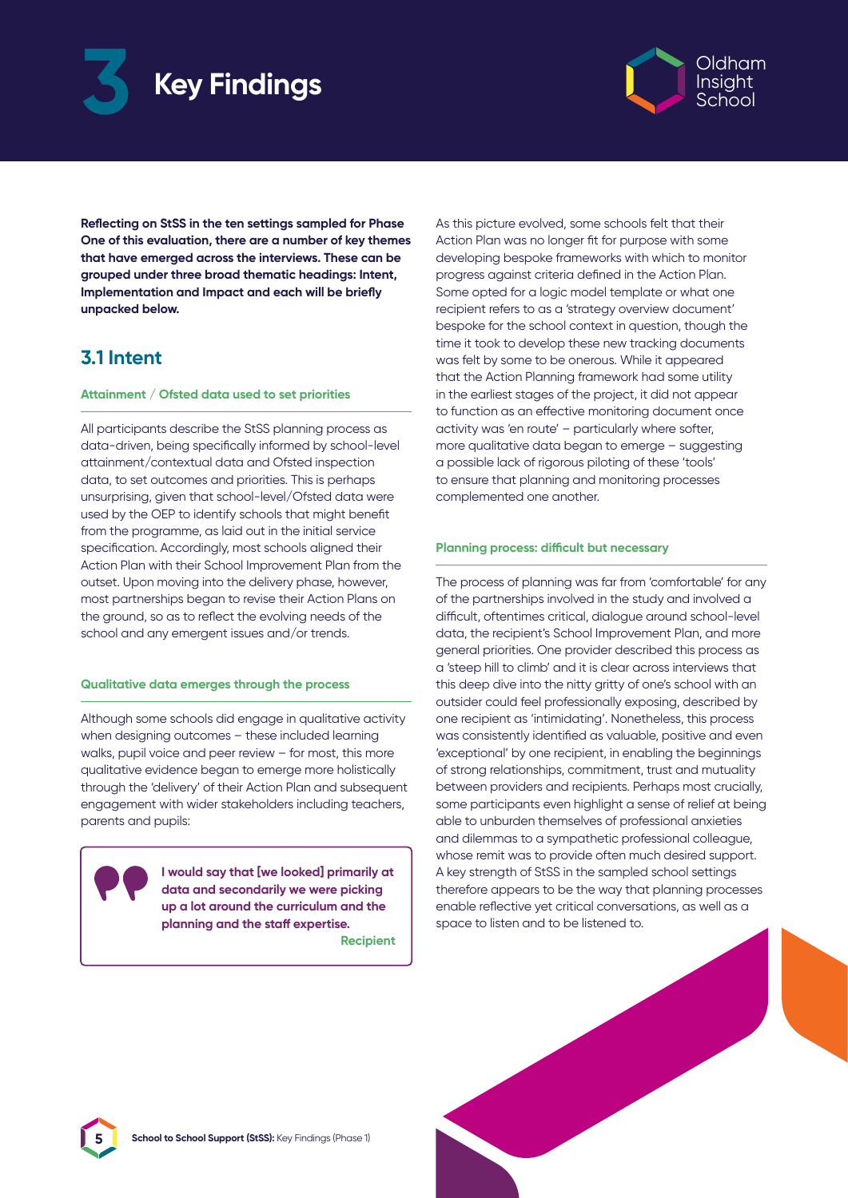# 3 Key Findings

**Reflecting on StSS in the ten settings sampled for Phase One of this evaluation, there are a number of key themes that have emerged across the interviews. These can be grouped under three broad thematic headings: Intent, Implementation and Impact and each will be briefly unpacked below.**

## 3.1 Intent

### Attainment / Ofsted data used to set priorities

All participants describe the StSS planning process as data-driven, being specifically informed by school-level attainment/contextual data and Ofsted inspection data, to set outcomes and priorities. This is perhaps unsurprising, given that school-level/Ofsted data were used by the OEP to identify schools that might benefit from the programme, as laid out in the initial service specification. Accordingly, most schools aligned their Action Plan with their School Improvement Plan from the outset. Upon moving into the delivery phase, however, most partnerships began to revise their Action Plans on the ground, so as to reflect the evolving needs of the school and any emergent issues and/or trends.

### Qualitative data emerges through the process

Although some schools did engage in qualitative activity when designing outcomes – these included learning walks, pupil voice and peer review – for most, this more qualitative evidence began to emerge more holistically through the 'delivery' of their Action Plan and subsequent engagement with wider stakeholders including teachers, parents and pupils:

> **I would say that [we looked] primarily at data and secondarily we were picking up a lot around the curriculum and the planning and the staff expertise.**
>
> **Recipient**

As this picture evolved, some schools felt that their Action Plan was no longer fit for purpose with some developing bespoke frameworks with which to monitor progress against criteria defined in the Action Plan. Some opted for a logic model template or what one recipient refers to as a 'strategy overview document' bespoke for the school context in question, though the time it took to develop these new tracking documents was felt by some to be onerous. While it appeared that the Action Planning framework had some utility in the earliest stages of the project, it did not appear to function as an effective monitoring document once activity was 'en route' – particularly where softer, more qualitative data began to emerge – suggesting a possible lack of rigorous piloting of these 'tools' to ensure that planning and monitoring processes complemented one another.

### Planning process: difficult but necessary

The process of planning was far from 'comfortable' for any of the partnerships involved in the study and involved a difficult, oftentimes critical, dialogue around school-level data, the recipient's School Improvement Plan, and more general priorities. One provider described this process as a 'steep hill to climb' and it is clear across interviews that this deep dive into the nitty gritty of one's school with an outsider could feel professionally exposing, described by one recipient as 'intimidating'. Nonetheless, this process was consistently identified as valuable, positive and even 'exceptional' by one recipient, in enabling the beginnings of strong relationships, commitment, trust and mutuality between providers and recipients. Perhaps most crucially, some participants even highlight a sense of relief at being able to unburden themselves of professional anxieties and dilemmas to a sympathetic professional colleague, whose remit was to provide often much desired support. A key strength of StSS in the sampled school settings therefore appears to be the way that planning processes enable reflective yet critical conversations, as well as a space to listen and to be listened to.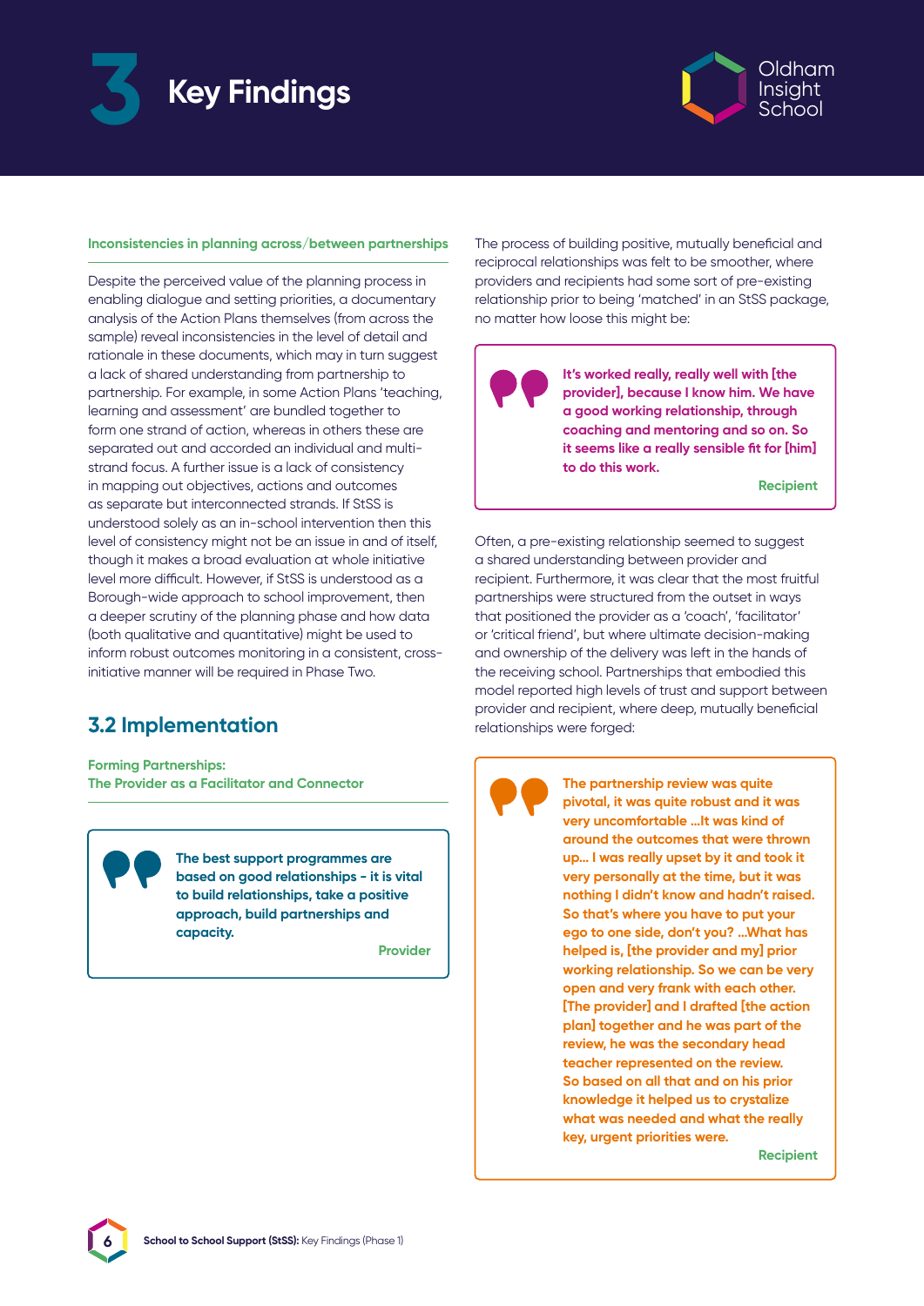# 3 Key Findings

**Inconsistencies in planning across/between partnerships**

Despite the perceived value of the planning process in enabling dialogue and setting priorities, a documentary analysis of the Action Plans themselves (from across the sample) reveal inconsistencies in the level of detail and rationale in these documents, which may in turn suggest a lack of shared understanding from partnership to partnership. For example, in some Action Plans 'teaching, learning and assessment' are bundled together to form one strand of action, whereas in others these are separated out and accorded an individual and multi-strand focus. A further issue is a lack of consistency in mapping out objectives, actions and outcomes as separate but interconnected strands. If StSS is understood solely as an in-school intervention then this level of consistency might not be an issue in and of itself, though it makes a broad evaluation at whole initiative level more difficult. However, if StSS is understood as a Borough-wide approach to school improvement, then a deeper scrutiny of the planning phase and how data (both qualitative and quantitative) might be used to inform robust outcomes monitoring in a consistent, cross-initiative manner will be required in Phase Two.

## 3.2 Implementation

**Forming Partnerships:**
**The Provider as a Facilitator and Connector**

> **The best support programmes are based on good relationships - it is vital to build relationships, take a positive approach, build partnerships and capacity.**
>
> Provider

The process of building positive, mutually beneficial and reciprocal relationships was felt to be smoother, where providers and recipients had some sort of pre-existing relationship prior to being 'matched' in an StSS package, no matter how loose this might be:

> **It's worked really, really well with [the provider], because I know him. We have a good working relationship, through coaching and mentoring and so on. So it seems like a really sensible fit for [him] to do this work.**
>
> Recipient

Often, a pre-existing relationship seemed to suggest a shared understanding between provider and recipient. Furthermore, it was clear that the most fruitful partnerships were structured from the outset in ways that positioned the provider as a 'coach', 'facilitator' or 'critical friend', but where ultimate decision-making and ownership of the delivery was left in the hands of the receiving school. Partnerships that embodied this model reported high levels of trust and support between provider and recipient, where deep, mutually beneficial relationships were forged:

> **The partnership review was quite pivotal, it was quite robust and it was very uncomfortable ...It was kind of around the outcomes that were thrown up... I was really upset by it and took it very personally at the time, but it was nothing I didn't know and hadn't raised. So that's where you have to put your ego to one side, don't you? ...What has helped is, [the provider and my] prior working relationship. So we can be very open and very frank with each other. [The provider] and I drafted [the action plan] together and he was part of the review, he was the secondary head teacher represented on the review. So based on all that and on his prior knowledge it helped us to crystalize what was needed and what the really key, urgent priorities were.**
>
> Recipient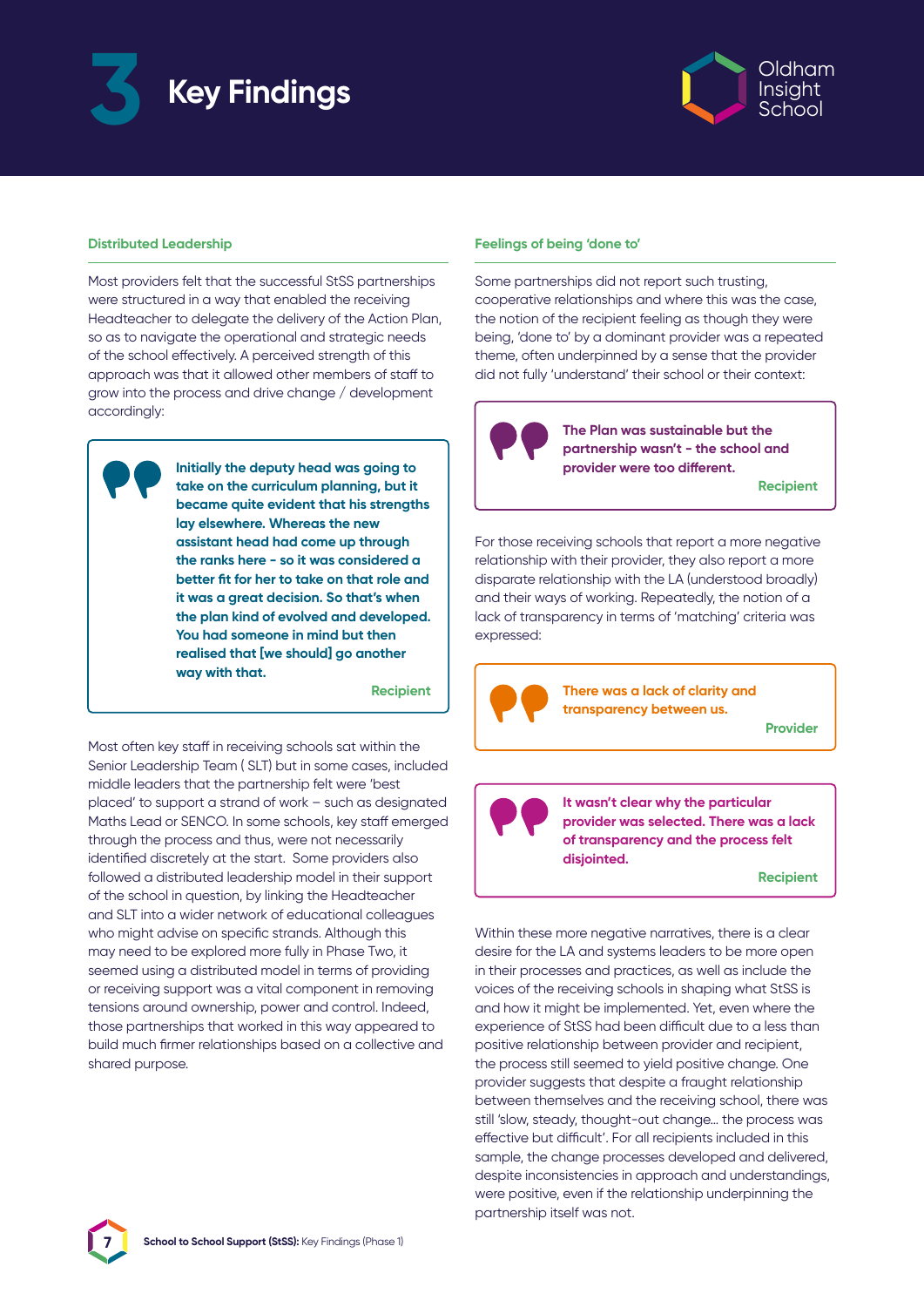# 3 Key Findings

### Distributed Leadership

Most providers felt that the successful StSS partnerships were structured in a way that enabled the receiving Headteacher to delegate the delivery of the Action Plan, so as to navigate the operational and strategic needs of the school effectively. A perceived strength of this approach was that it allowed other members of staff to grow into the process and drive change / development accordingly:

> **Initially the deputy head was going to take on the curriculum planning, but it became quite evident that his strengths lay elsewhere. Whereas the new assistant head had come up through the ranks here - so it was considered a better fit for her to take on that role and it was a great decision. So that's when the plan kind of evolved and developed. You had someone in mind but then realised that [we should] go another way with that.**
>
> **Recipient**

Most often key staff in receiving schools sat within the Senior Leadership Team ( SLT) but in some cases, included middle leaders that the partnership felt were 'best placed' to support a strand of work – such as designated Maths Lead or SENCO. In some schools, key staff emerged through the process and thus, were not necessarily identified discretely at the start. Some providers also followed a distributed leadership model in their support of the school in question, by linking the Headteacher and SLT into a wider network of educational colleagues who might advise on specific strands. Although this may need to be explored more fully in Phase Two, it seemed using a distributed model in terms of providing or receiving support was a vital component in removing tensions around ownership, power and control. Indeed, those partnerships that worked in this way appeared to build much firmer relationships based on a collective and shared purpose.

### Feelings of being 'done to'

Some partnerships did not report such trusting, cooperative relationships and where this was the case, the notion of the recipient feeling as though they were being, 'done to' by a dominant provider was a repeated theme, often underpinned by a sense that the provider did not fully 'understand' their school or their context:

> **The Plan was sustainable but the partnership wasn't - the school and provider were too different.**
>
> **Recipient**

For those receiving schools that report a more negative relationship with their provider, they also report a more disparate relationship with the LA (understood broadly) and their ways of working. Repeatedly, the notion of a lack of transparency in terms of 'matching' criteria was expressed:

> **There was a lack of clarity and transparency between us.**
>
> **Provider**

> **It wasn't clear why the particular provider was selected. There was a lack of transparency and the process felt disjointed.**
>
> **Recipient**

Within these more negative narratives, there is a clear desire for the LA and systems leaders to be more open in their processes and practices, as well as include the voices of the receiving schools in shaping what StSS is and how it might be implemented. Yet, even where the experience of StSS had been difficult due to a less than positive relationship between provider and recipient, the process still seemed to yield positive change. One provider suggests that despite a fraught relationship between themselves and the receiving school, there was still 'slow, steady, thought-out change... the process was effective but difficult'. For all recipients included in this sample, the change processes developed and delivered, despite inconsistencies in approach and understandings, were positive, even if the relationship underpinning the partnership itself was not.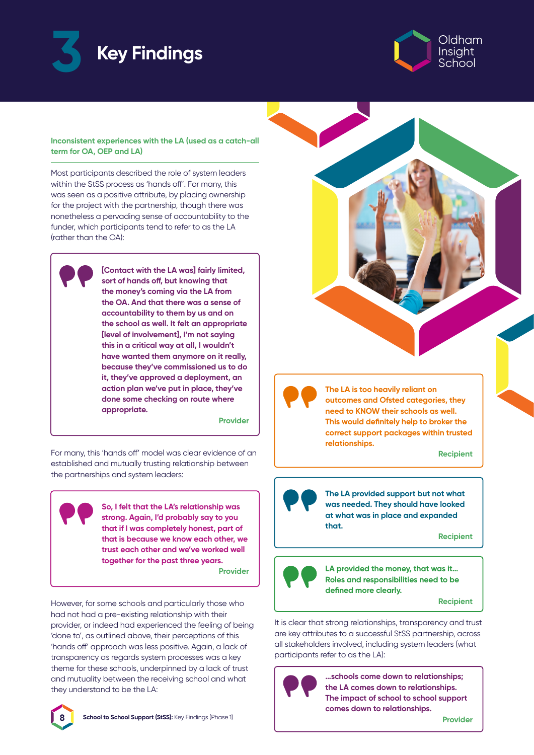# 3 Key Findings

### Inconsistent experiences with the LA (used as a catch-all term for OA, OEP and LA)

Most participants described the role of system leaders within the StSS process as 'hands off'. For many, this was seen as a positive attribute, by placing ownership for the project with the partnership, though there was nonetheless a pervading sense of accountability to the funder, which participants tend to refer to as the LA (rather than the OA):

> **[Contact with the LA was] fairly limited, sort of hands off, but knowing that the money's coming via the LA from the OA. And that there was a sense of accountability to them by us and on the school as well. It felt an appropriate [level of involvement], I'm not saying this in a critical way at all, I wouldn't have wanted them anymore on it really, because they've commissioned us to do it, they've approved a deployment, an action plan we've put in place, they've done some checking on route where appropriate.**
>
> **Provider**

For many, this 'hands off' model was clear evidence of an established and mutually trusting relationship between the partnerships and system leaders:

> **So, I felt that the LA's relationship was strong. Again, I'd probably say to you that if I was completely honest, part of that is because we know each other, we trust each other and we've worked well together for the past three years.**
>
> **Provider**

However, for some schools and particularly those who had not had a pre-existing relationship with their provider, or indeed had experienced the feeling of being 'done to', as outlined above, their perceptions of this 'hands off' approach was less positive. Again, a lack of transparency as regards system processes was a key theme for these schools, underpinned by a lack of trust and mutuality between the receiving school and what they understand to be the LA:

> **The LA is too heavily reliant on outcomes and Ofsted categories, they need to KNOW their schools as well. This would definitely help to broker the correct support packages within trusted relationships.**
>
> **Recipient**

> **The LA provided support but not what was needed. They should have looked at what was in place and expanded that.**
>
> **Recipient**

> **LA provided the money, that was it... Roles and responsibilities need to be defined more clearly.**
>
> **Recipient**

It is clear that strong relationships, transparency and trust are key attributes to a successful StSS partnership, across all stakeholders involved, including system leaders (what participants refer to as the LA):

> **...schools come down to relationships; the LA comes down to relationships. The impact of school to school support comes down to relationships.**
>
> **Provider**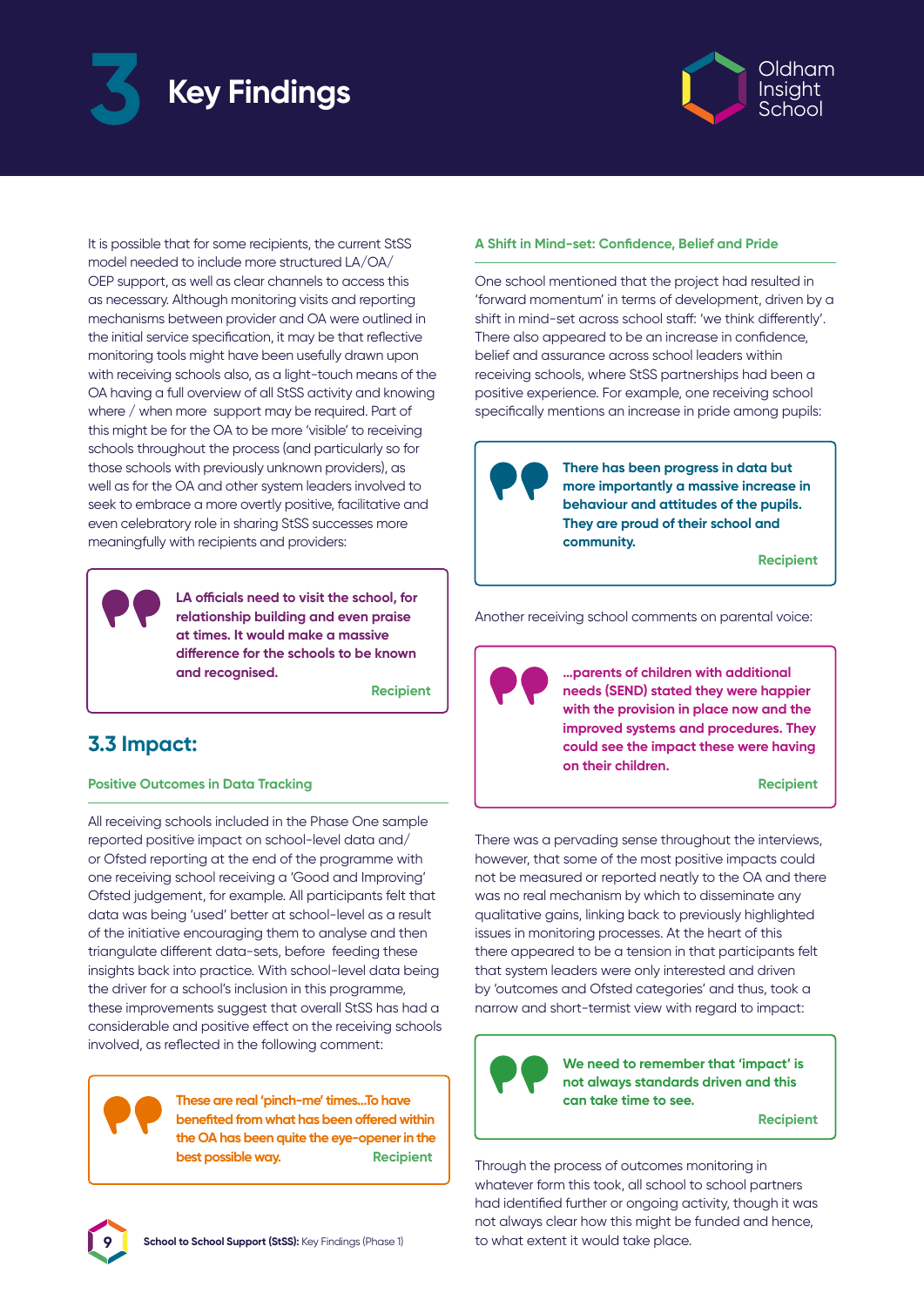# 3 Key Findings

It is possible that for some recipients, the current StSS model needed to include more structured LA/OA/ OEP support, as well as clear channels to access this as necessary. Although monitoring visits and reporting mechanisms between provider and OA were outlined in the initial service specification, it may be that reflective monitoring tools might have been usefully drawn upon with receiving schools also, as a light-touch means of the OA having a full overview of all StSS activity and knowing where / when more support may be required. Part of this might be for the OA to be more 'visible' to receiving schools throughout the process (and particularly so for those schools with previously unknown providers), as well as for the OA and other system leaders involved to seek to embrace a more overtly positive, facilitative and even celebratory role in sharing StSS successes more meaningfully with recipients and providers:

> **LA officials need to visit the school, for relationship building and even praise at times. It would make a massive difference for the schools to be known and recognised.**
>
> **Recipient**

## 3.3 Impact:

### Positive Outcomes in Data Tracking

All receiving schools included in the Phase One sample reported positive impact on school-level data and/ or Ofsted reporting at the end of the programme with one receiving school receiving a 'Good and Improving' Ofsted judgement, for example. All participants felt that data was being 'used' better at school-level as a result of the initiative encouraging them to analyse and then triangulate different data-sets, before feeding these insights back into practice. With school-level data being the driver for a school's inclusion in this programme, these improvements suggest that overall StSS has had a considerable and positive effect on the receiving schools involved, as reflected in the following comment:

> **These are real 'pinch-me' times...To have benefited from what has been offered within the OA has been quite the eye-opener in the best possible way.**
>
> **Recipient**

### A Shift in Mind-set: Confidence, Belief and Pride

One school mentioned that the project had resulted in 'forward momentum' in terms of development, driven by a shift in mind-set across school staff: 'we think differently'. There also appeared to be an increase in confidence, belief and assurance across school leaders within receiving schools, where StSS partnerships had been a positive experience. For example, one receiving school specifically mentions an increase in pride among pupils:

> **There has been progress in data but more importantly a massive increase in behaviour and attitudes of the pupils. They are proud of their school and community.**
>
> **Recipient**

Another receiving school comments on parental voice:

> **...parents of children with additional needs (SEND) stated they were happier with the provision in place now and the improved systems and procedures. They could see the impact these were having on their children.**
>
> **Recipient**

There was a pervading sense throughout the interviews, however, that some of the most positive impacts could not be measured or reported neatly to the OA and there was no real mechanism by which to disseminate any qualitative gains, linking back to previously highlighted issues in monitoring processes. At the heart of this there appeared to be a tension in that participants felt that system leaders were only interested and driven by 'outcomes and Ofsted categories' and thus, took a narrow and short-termist view with regard to impact:

> **We need to remember that 'impact' is not always standards driven and this can take time to see.**
>
> **Recipient**

Through the process of outcomes monitoring in whatever form this took, all school to school partners had identified further or ongoing activity, though it was not always clear how this might be funded and hence, to what extent it would take place.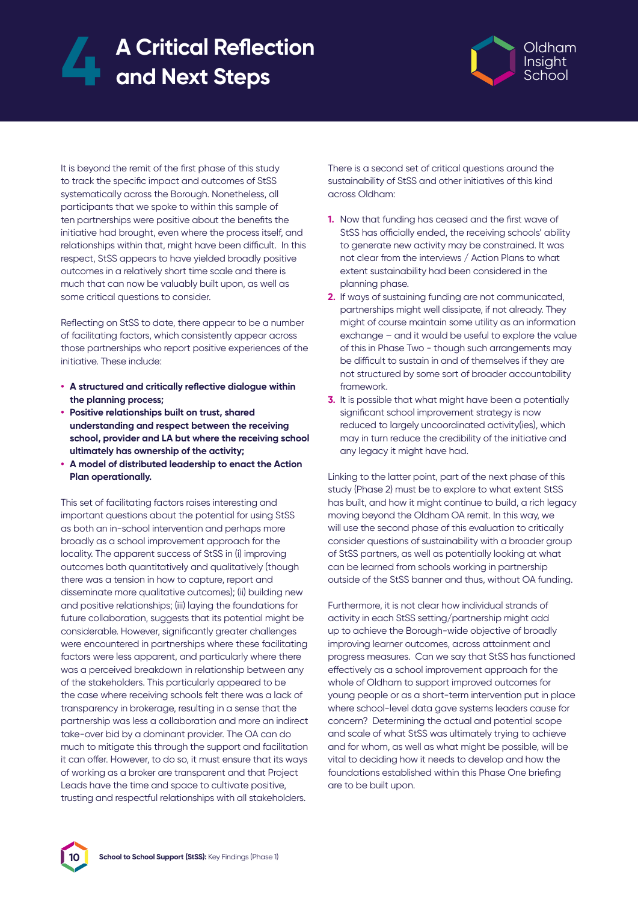# 4 A Critical Reflection and Next Steps

It is beyond the remit of the first phase of this study to track the specific impact and outcomes of StSS systematically across the Borough. Nonetheless, all participants that we spoke to within this sample of ten partnerships were positive about the benefits the initiative had brought, even where the process itself, and relationships within that, might have been difficult. In this respect, StSS appears to have yielded broadly positive outcomes in a relatively short time scale and there is much that can now be valuably built upon, as well as some critical questions to consider.

Reflecting on StSS to date, there appear to be a number of facilitating factors, which consistently appear across those partnerships who report positive experiences of the initiative. These include:

- **A structured and critically reflective dialogue within the planning process;**
- **Positive relationships built on trust, shared understanding and respect between the receiving school, provider and LA but where the receiving school ultimately has ownership of the activity;**
- **A model of distributed leadership to enact the Action Plan operationally.**

This set of facilitating factors raises interesting and important questions about the potential for using StSS as both an in-school intervention and perhaps more broadly as a school improvement approach for the locality. The apparent success of StSS in (i) improving outcomes both quantitatively and qualitatively (though there was a tension in how to capture, report and disseminate more qualitative outcomes); (ii) building new and positive relationships; (iii) laying the foundations for future collaboration, suggests that its potential might be considerable. However, significantly greater challenges were encountered in partnerships where these facilitating factors were less apparent, and particularly where there was a perceived breakdown in relationship between any of the stakeholders. This particularly appeared to be the case where receiving schools felt there was a lack of transparency in brokerage, resulting in a sense that the partnership was less a collaboration and more an indirect take-over bid by a dominant provider. The OA can do much to mitigate this through the support and facilitation it can offer. However, to do so, it must ensure that its ways of working as a broker are transparent and that Project Leads have the time and space to cultivate positive, trusting and respectful relationships with all stakeholders.

There is a second set of critical questions around the sustainability of StSS and other initiatives of this kind across Oldham:

1. Now that funding has ceased and the first wave of StSS has officially ended, the receiving schools' ability to generate new activity may be constrained. It was not clear from the interviews / Action Plans to what extent sustainability had been considered in the planning phase.
2. If ways of sustaining funding are not communicated, partnerships might well dissipate, if not already. They might of course maintain some utility as an information exchange – and it would be useful to explore the value of this in Phase Two - though such arrangements may be difficult to sustain in and of themselves if they are not structured by some sort of broader accountability framework.
3. It is possible that what might have been a potentially significant school improvement strategy is now reduced to largely uncoordinated activity(ies), which may in turn reduce the credibility of the initiative and any legacy it might have had.

Linking to the latter point, part of the next phase of this study (Phase 2) must be to explore to what extent StSS has built, and how it might continue to build, a rich legacy moving beyond the Oldham OA remit. In this way, we will use the second phase of this evaluation to critically consider questions of sustainability with a broader group of StSS partners, as well as potentially looking at what can be learned from schools working in partnership outside of the StSS banner and thus, without OA funding.

Furthermore, it is not clear how individual strands of activity in each StSS setting/partnership might add up to achieve the Borough-wide objective of broadly improving learner outcomes, across attainment and progress measures. Can we say that StSS has functioned effectively as a school improvement approach for the whole of Oldham to support improved outcomes for young people or as a short-term intervention put in place where school-level data gave systems leaders cause for concern? Determining the actual and potential scope and scale of what StSS was ultimately trying to achieve and for whom, as well as what might be possible, will be vital to deciding how it needs to develop and how the foundations established within this Phase One briefing are to be built upon.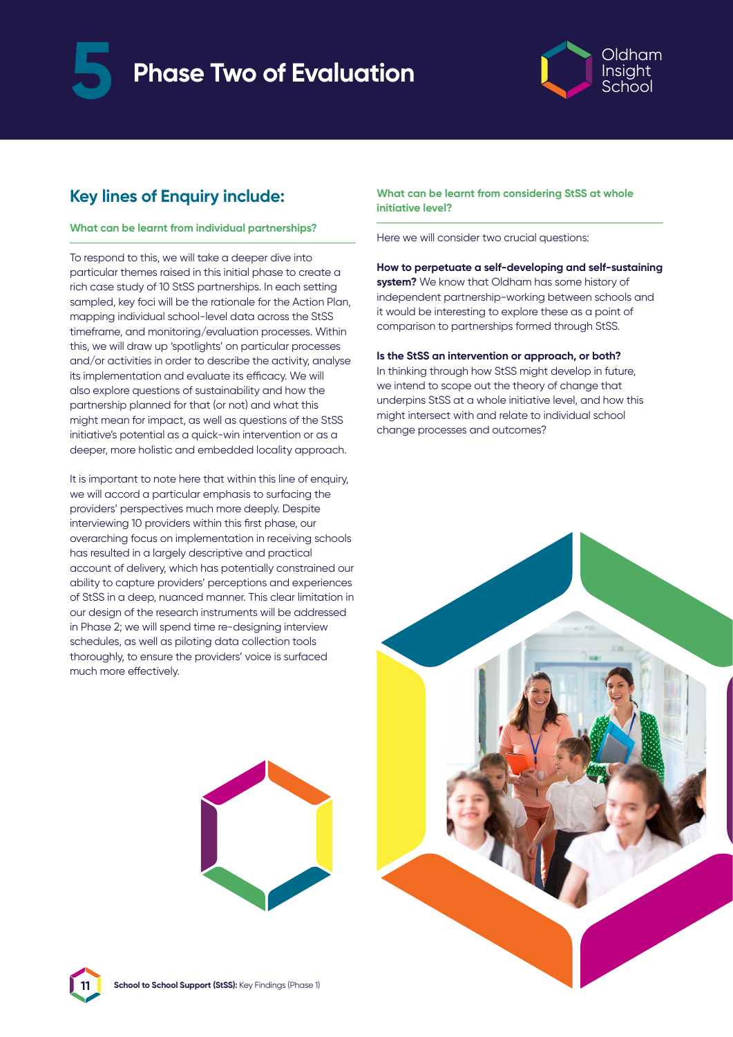# 5 Phase Two of Evaluation

## Key lines of Enquiry include:

### What can be learnt from individual partnerships?

To respond to this, we will take a deeper dive into particular themes raised in this initial phase to create a rich case study of 10 StSS partnerships. In each setting sampled, key foci will be the rationale for the Action Plan, mapping individual school-level data across the StSS timeframe, and monitoring/evaluation processes. Within this, we will draw up 'spotlights' on particular processes and/or activities in order to describe the activity, analyse its implementation and evaluate its efficacy. We will also explore questions of sustainability and how the partnership planned for that (or not) and what this might mean for impact, as well as questions of the StSS initiative's potential as a quick-win intervention or as a deeper, more holistic and embedded locality approach.

It is important to note here that within this line of enquiry, we will accord a particular emphasis to surfacing the providers' perspectives much more deeply. Despite interviewing 10 providers within this first phase, our overarching focus on implementation in receiving schools has resulted in a largely descriptive and practical account of delivery, which has potentially constrained our ability to capture providers' perceptions and experiences of StSS in a deep, nuanced manner. This clear limitation in our design of the research instruments will be addressed in Phase 2; we will spend time re-designing interview schedules, as well as piloting data collection tools thoroughly, to ensure the providers' voice is surfaced much more effectively.

### What can be learnt from considering StSS at whole initiative level?

Here we will consider two crucial questions:

**How to perpetuate a self-developing and self-sustaining system?** We know that Oldham has some history of independent partnership-working between schools and it would be interesting to explore these as a point of comparison to partnerships formed through StSS.

**Is the StSS an intervention or approach, or both?**
In thinking through how StSS might develop in future, we intend to scope out the theory of change that underpins StSS at a whole initiative level, and how this might intersect with and relate to individual school change processes and outcomes?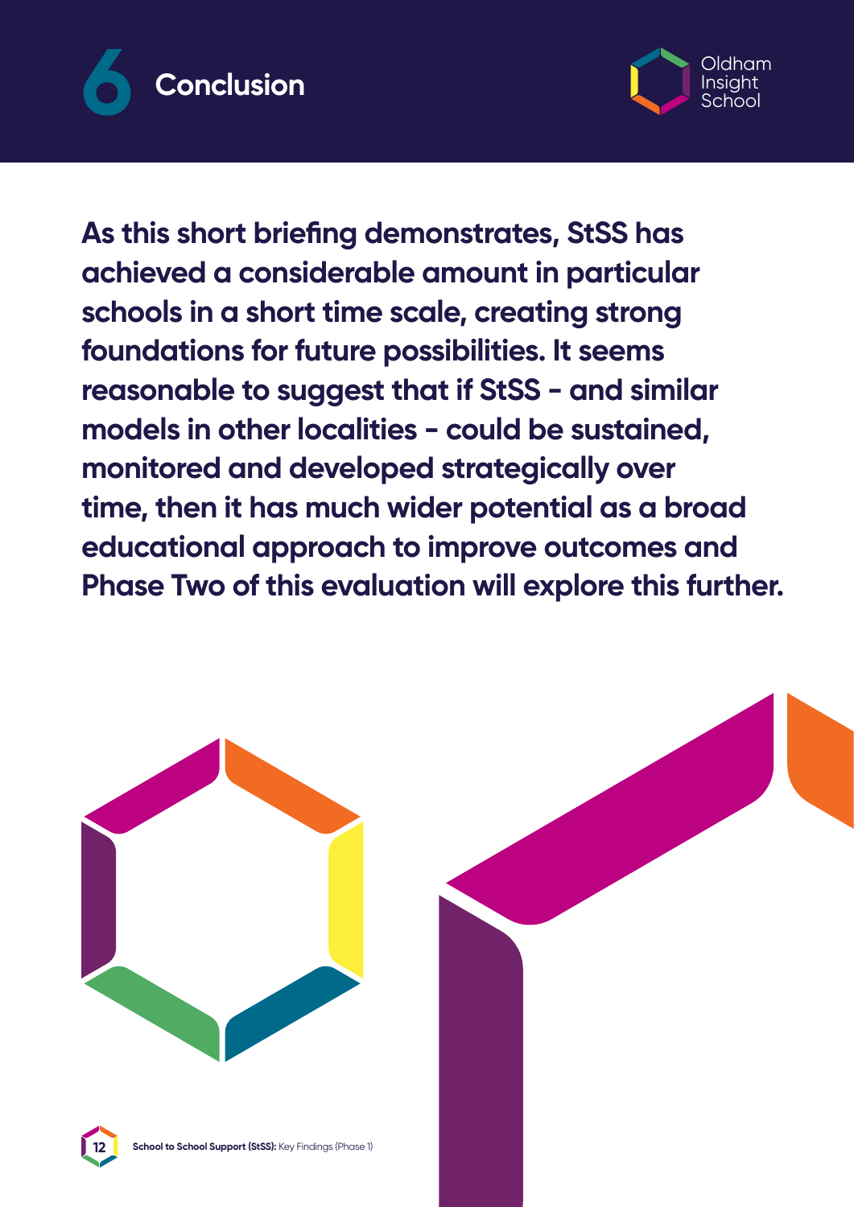# 6 Conclusion

**As this short briefing demonstrates, StSS has achieved a considerable amount in particular schools in a short time scale, creating strong foundations for future possibilities. It seems reasonable to suggest that if StSS - and similar models in other localities - could be sustained, monitored and developed strategically over time, then it has much wider potential as a broad educational approach to improve outcomes and Phase Two of this evaluation will explore this further.**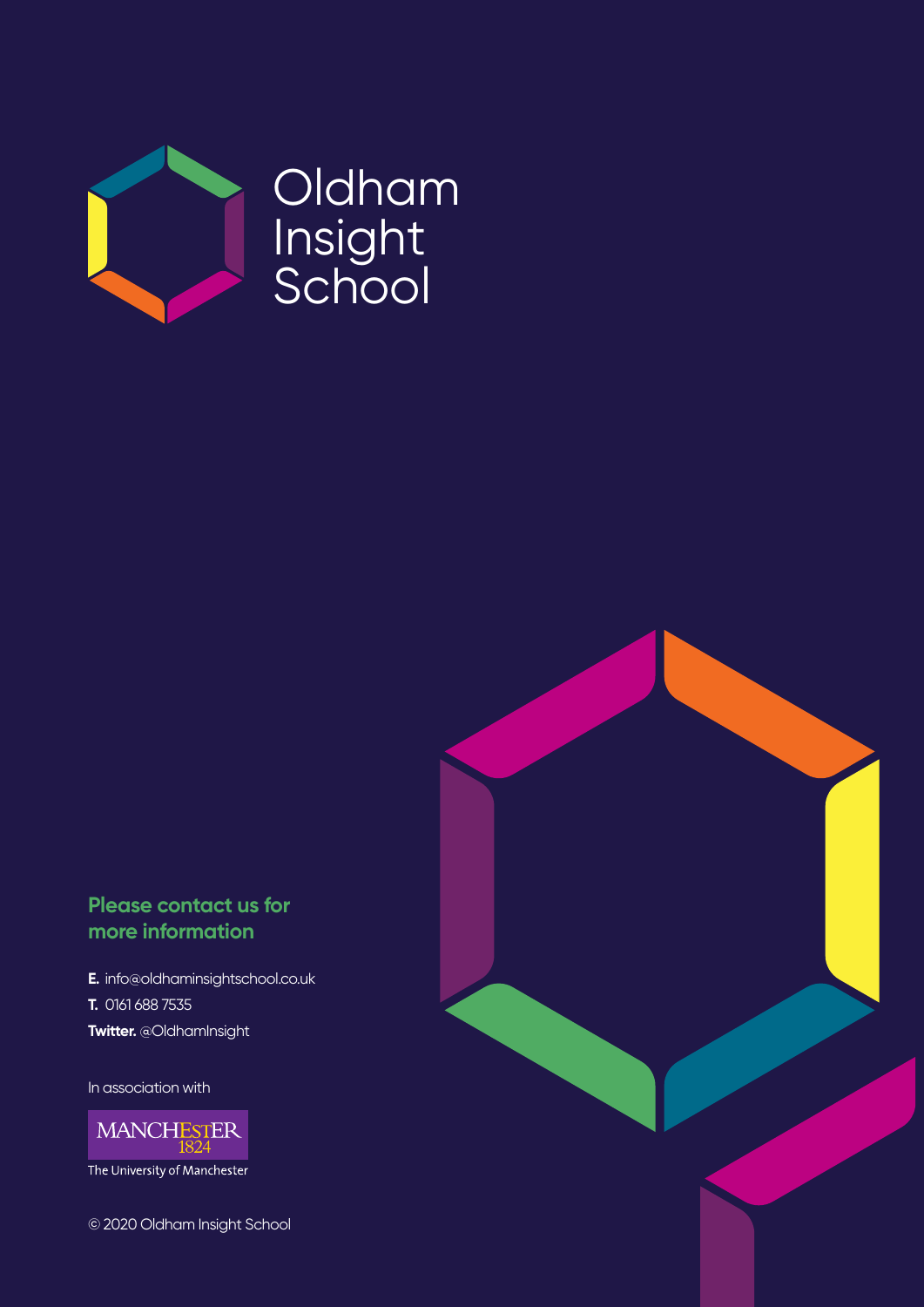# Oldham Insight School

## Please contact us for more information

**E.** info@oldhaminsightschool.co.uk

**T.** 0161 688 7535

**Twitter.** @OldhamInsight

In association with

MANCHESTER 1824

The University of Manchester

© 2020 Oldham Insight School